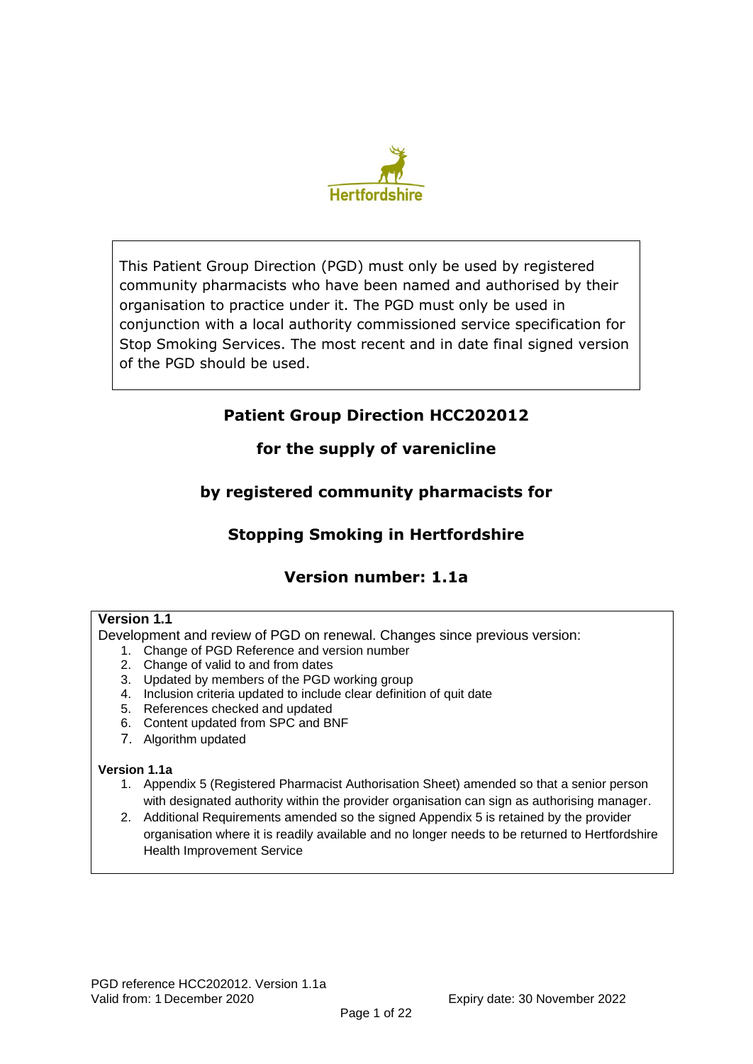Hertfordshire

This Patient Group Direction (PGD) must only be used by registered community pharmacists who have been named and authorised by their organisation to practice under it. The PGD must only be used in conjunction with a local authority commissioned service specification for Stop Smoking Services. The most recent and in date final signed version of the PGD should be used.

# Patient Group Direction HCC202012

## for the supply of varenicline

## by registered community pharmacists for

## Stopping Smoking in Hertfordshire

## Version number: 1.1a

**Version 1.1**

Development and review of PGD on renewal. Changes since previous version:

1. Change of PGD Reference and version number
2. Change of valid to and from dates
3. Updated by members of the PGD working group
4. Inclusion criteria updated to include clear definition of quit date
5. References checked and updated
6. Content updated from SPC and BNF
7. Algorithm updated

**Version 1.1a**

1. Appendix 5 (Registered Pharmacist Authorisation Sheet) amended so that a senior person with designated authority within the provider organisation can sign as authorising manager.
2. Additional Requirements amended so the signed Appendix 5 is retained by the provider organisation where it is readily available and no longer needs to be returned to Hertfordshire Health Improvement Service

PGD reference HCC202012. Version 1.1a
Valid from: 1 December 2020 Expiry date: 30 November 2022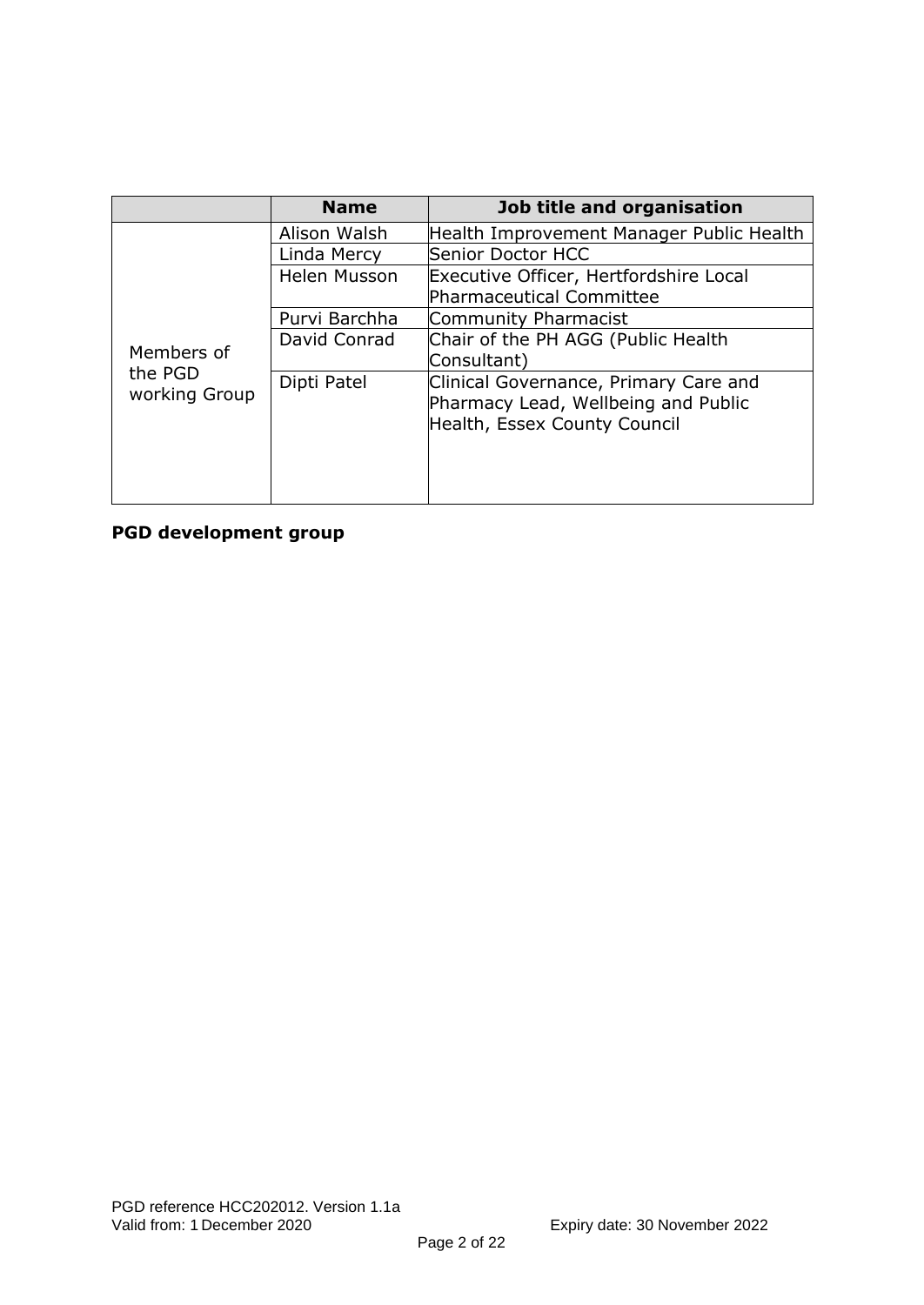| | Name | Job title and organisation |
|---|---|---|
| Members of the PGD working Group | Alison Walsh | Health Improvement Manager Public Health |
| | Linda Mercy | Senior Doctor HCC |
| | Helen Musson | Executive Officer, Hertfordshire Local Pharmaceutical Committee |
| | Purvi Barchha | Community Pharmacist |
| | David Conrad | Chair of the PH AGG (Public Health Consultant) |
| | Dipti Patel | Clinical Governance, Primary Care and Pharmacy Lead, Wellbeing and Public Health, Essex County Council |

**PGD development group**

PGD reference HCC202012. Version 1.1a
Valid from: 1 December 2020 Expiry date: 30 November 2022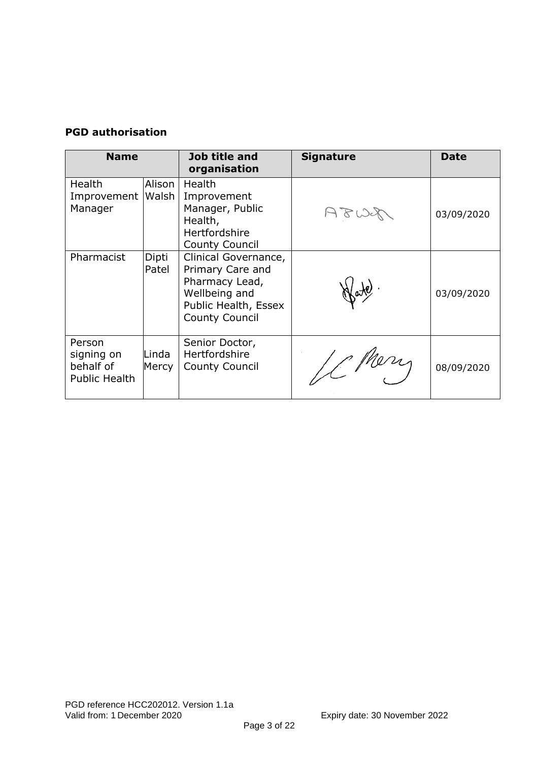**PGD authorisation**

| Name | | Job title and organisation | Signature | Date |
|---|---|---|---|---|
| Health Improvement Manager | Alison Walsh | Health Improvement Manager, Public Health, Hertfordshire County Council | | 03/09/2020 |
| Pharmacist | Dipti Patel | Clinical Governance, Primary Care and Pharmacy Lead, Wellbeing and Public Health, Essex County Council | | 03/09/2020 |
| Person signing on behalf of Public Health | Linda Mercy | Senior Doctor, Hertfordshire County Council | | 08/09/2020 |

PGD reference HCC202012. Version 1.1a
Valid from: 1 December 2020 Expiry date: 30 November 2022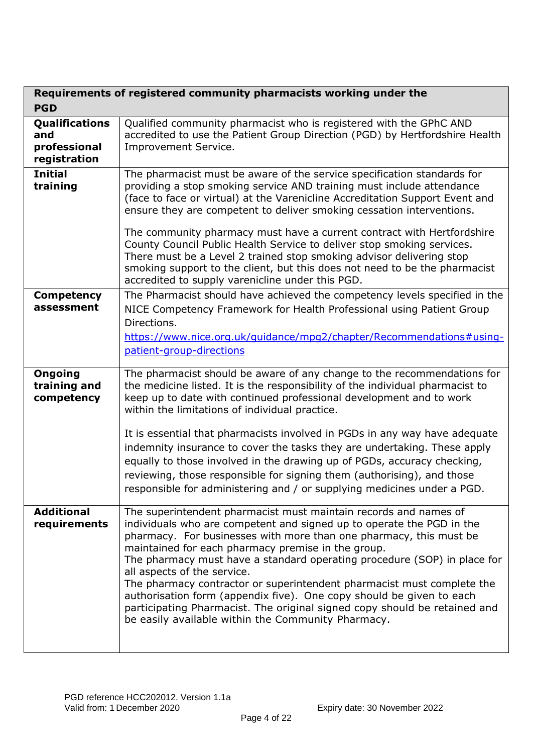| Requirements of registered community pharmacists working under the PGD | |
|---|---|
| **Qualifications and professional registration** | Qualified community pharmacist who is registered with the GPhC AND accredited to use the Patient Group Direction (PGD) by Hertfordshire Health Improvement Service. |
| **Initial training** | The pharmacist must be aware of the service specification standards for providing a stop smoking service AND training must include attendance (face to face or virtual) at the Varenicline Accreditation Support Event and ensure they are competent to deliver smoking cessation interventions.<br><br>The community pharmacy must have a current contract with Hertfordshire County Council Public Health Service to deliver stop smoking services. There must be a Level 2 trained stop smoking advisor delivering stop smoking support to the client, but this does not need to be the pharmacist accredited to supply varenicline under this PGD. |
| **Competency assessment** | The Pharmacist should have achieved the competency levels specified in the NICE Competency Framework for Health Professional using Patient Group Directions.<br>https://www.nice.org.uk/guidance/mpg2/chapter/Recommendations#using-patient-group-directions |
| **Ongoing training and competency** | The pharmacist should be aware of any change to the recommendations for the medicine listed. It is the responsibility of the individual pharmacist to keep up to date with continued professional development and to work within the limitations of individual practice.<br><br>It is essential that pharmacists involved in PGDs in any way have adequate indemnity insurance to cover the tasks they are undertaking. These apply equally to those involved in the drawing up of PGDs, accuracy checking, reviewing, those responsible for signing them (authorising), and those responsible for administering and / or supplying medicines under a PGD. |
| **Additional requirements** | The superintendent pharmacist must maintain records and names of individuals who are competent and signed up to operate the PGD in the pharmacy. For businesses with more than one pharmacy, this must be maintained for each pharmacy premise in the group.<br>The pharmacy must have a standard operating procedure (SOP) in place for all aspects of the service.<br>The pharmacy contractor or superintendent pharmacist must complete the authorisation form (appendix five). One copy should be given to each participating Pharmacist. The original signed copy should be retained and be easily available within the Community Pharmacy. |

PGD reference HCC202012. Version 1.1a
Valid from: 1 December 2020 Expiry date: 30 November 2022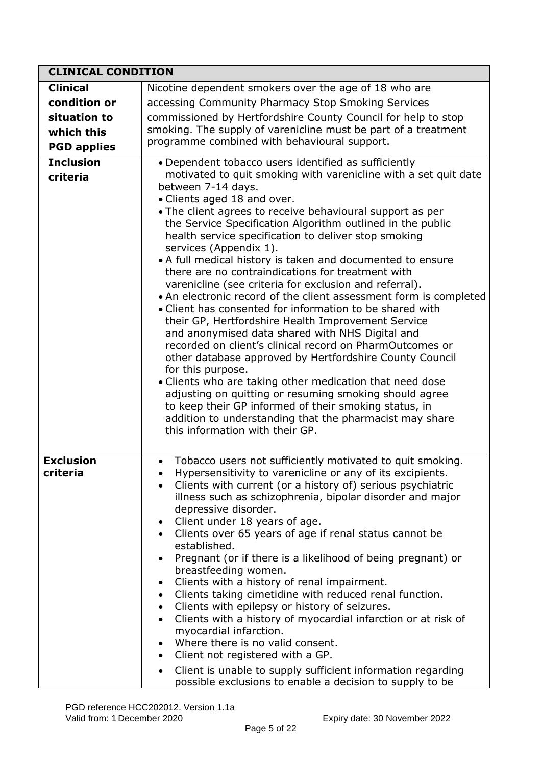| CLINICAL CONDITION | |
|---|---|
| **Clinical condition or situation to which this PGD applies** | Nicotine dependent smokers over the age of 18 who are accessing Community Pharmacy Stop Smoking Services commissioned by Hertfordshire County Council for help to stop smoking. The supply of varenicline must be part of a treatment programme combined with behavioural support. |
| **Inclusion criteria** | • Dependent tobacco users identified as sufficiently motivated to quit smoking with varenicline with a set quit date between 7-14 days.<br>• Clients aged 18 and over.<br>• The client agrees to receive behavioural support as per the Service Specification Algorithm outlined in the public health service specification to deliver stop smoking services (Appendix 1).<br>• A full medical history is taken and documented to ensure there are no contraindications for treatment with varenicline (see criteria for exclusion and referral).<br>• An electronic record of the client assessment form is completed<br>• Client has consented for information to be shared with their GP, Hertfordshire Health Improvement Service and anonymised data shared with NHS Digital and recorded on client's clinical record on PharmOutcomes or other database approved by Hertfordshire County Council for this purpose.<br>• Clients who are taking other medication that need dose adjusting on quitting or resuming smoking should agree to keep their GP informed of their smoking status, in addition to understanding that the pharmacist may share this information with their GP. |
| **Exclusion criteria** | • Tobacco users not sufficiently motivated to quit smoking.<br>• Hypersensitivity to varenicline or any of its excipients.<br>• Clients with current (or a history of) serious psychiatric illness such as schizophrenia, bipolar disorder and major depressive disorder.<br>• Client under 18 years of age.<br>• Clients over 65 years of age if renal status cannot be established.<br>• Pregnant (or if there is a likelihood of being pregnant) or breastfeeding women.<br>• Clients with a history of renal impairment.<br>• Clients taking cimetidine with reduced renal function.<br>• Clients with epilepsy or history of seizures.<br>• Clients with a history of myocardial infarction or at risk of myocardial infarction.<br>• Where there is no valid consent.<br>• Client not registered with a GP.<br>• Client is unable to supply sufficient information regarding possible exclusions to enable a decision to supply to be |

PGD reference HCC202012. Version 1.1a
Valid from: 1 December 2020 Expiry date: 30 November 2022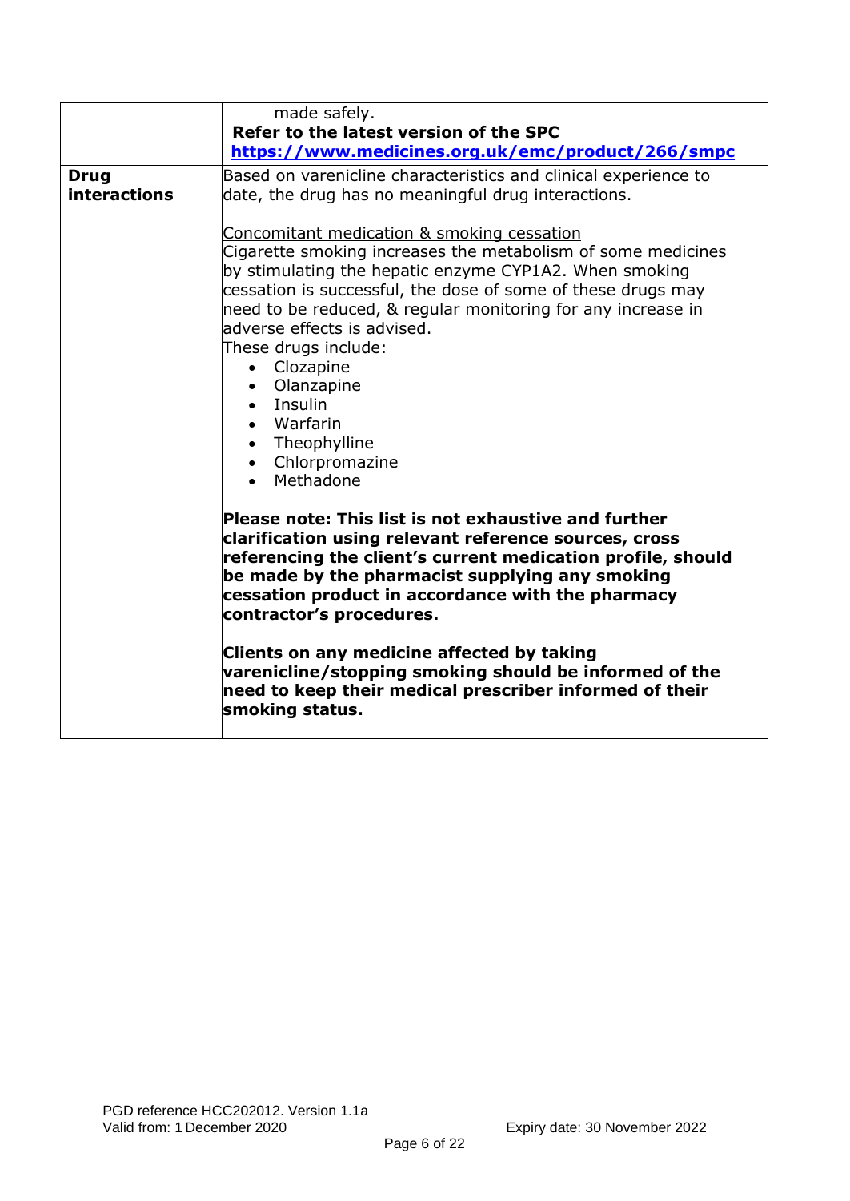| | |
|---|---|
| | made safely.<br>**Refer to the latest version of the SPC**<br>**https://www.medicines.org.uk/emc/product/266/smpc** |
| **Drug interactions** | Based on varenicline characteristics and clinical experience to date, the drug has no meaningful drug interactions.<br><br><u>Concomitant medication & smoking cessation</u><br>Cigarette smoking increases the metabolism of some medicines by stimulating the hepatic enzyme CYP1A2. When smoking cessation is successful, the dose of some of these drugs may need to be reduced, & regular monitoring for any increase in adverse effects is advised.<br>These drugs include:<br>• Clozapine<br>• Olanzapine<br>• Insulin<br>• Warfarin<br>• Theophylline<br>• Chlorpromazine<br>• Methadone<br><br>**Please note: This list is not exhaustive and further clarification using relevant reference sources, cross referencing the client's current medication profile, should be made by the pharmacist supplying any smoking cessation product in accordance with the pharmacy contractor's procedures.**<br><br>**Clients on any medicine affected by taking varenicline/stopping smoking should be informed of the need to keep their medical prescriber informed of their smoking status.** |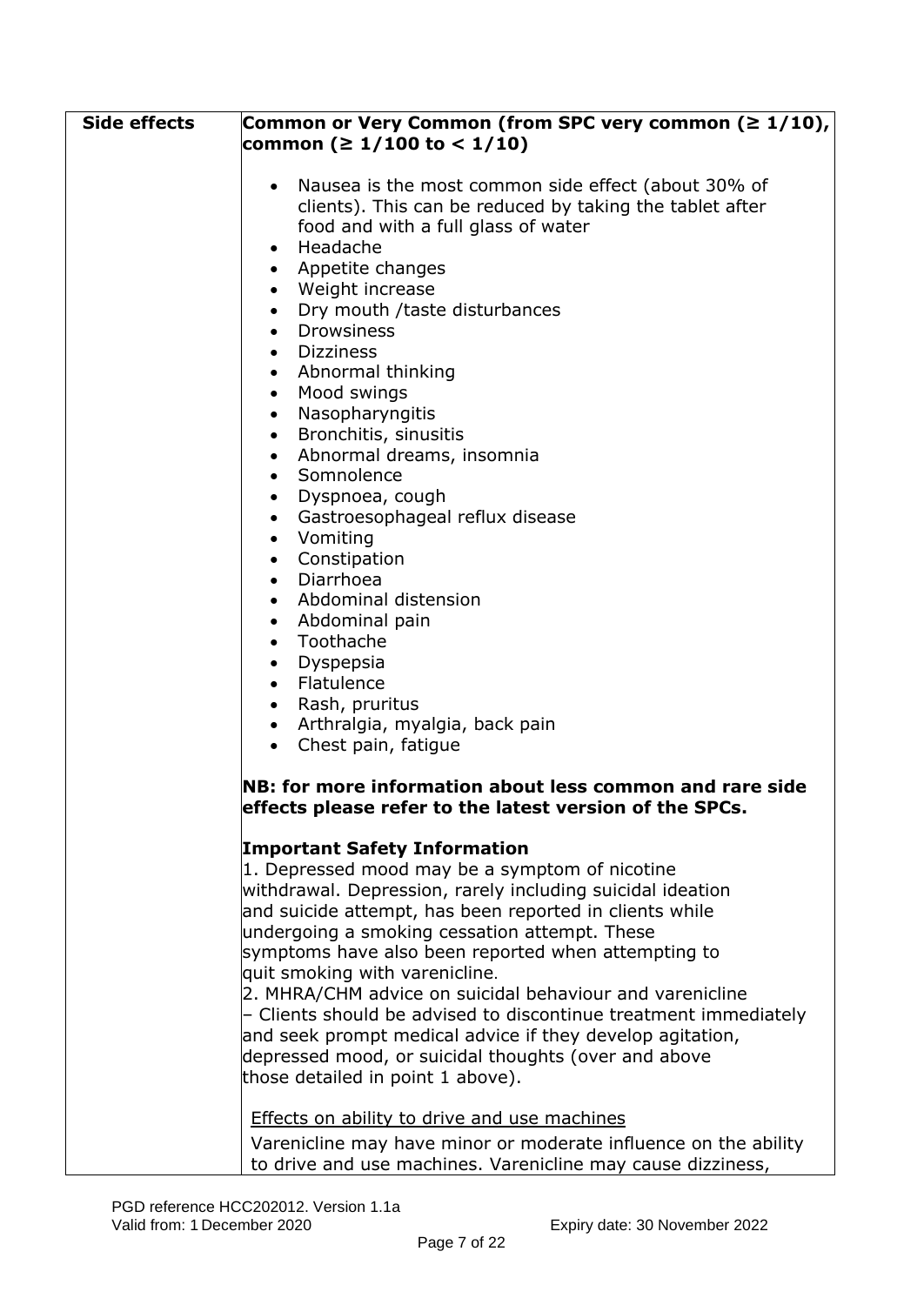| | |
|---|---|
| **Side effects** | **Common or Very Common (from SPC very common (≥ 1/10), common (≥ 1/100 to < 1/10)**<br><br>• Nausea is the most common side effect (about 30% of clients). This can be reduced by taking the tablet after food and with a full glass of water<br>• Headache<br>• Appetite changes<br>• Weight increase<br>• Dry mouth /taste disturbances<br>• Drowsiness<br>• Dizziness<br>• Abnormal thinking<br>• Mood swings<br>• Nasopharyngitis<br>• Bronchitis, sinusitis<br>• Abnormal dreams, insomnia<br>• Somnolence<br>• Dyspnoea, cough<br>• Gastroesophageal reflux disease<br>• Vomiting<br>• Constipation<br>• Diarrhoea<br>• Abdominal distension<br>• Abdominal pain<br>• Toothache<br>• Dyspepsia<br>• Flatulence<br>• Rash, pruritus<br>• Arthralgia, myalgia, back pain<br>• Chest pain, fatigue<br><br>**NB: for more information about less common and rare side effects please refer to the latest version of the SPCs.**<br><br>**Important Safety Information**<br>1. Depressed mood may be a symptom of nicotine withdrawal. Depression, rarely including suicidal ideation and suicide attempt, has been reported in clients while undergoing a smoking cessation attempt. These symptoms have also been reported when attempting to quit smoking with varenicline.<br>2. MHRA/CHM advice on suicidal behaviour and varenicline – Clients should be advised to discontinue treatment immediately and seek prompt medical advice if they develop agitation, depressed mood, or suicidal thoughts (over and above those detailed in point 1 above).<br><br><u>Effects on ability to drive and use machines</u><br>Varenicline may have minor or moderate influence on the ability to drive and use machines. Varenicline may cause dizziness, |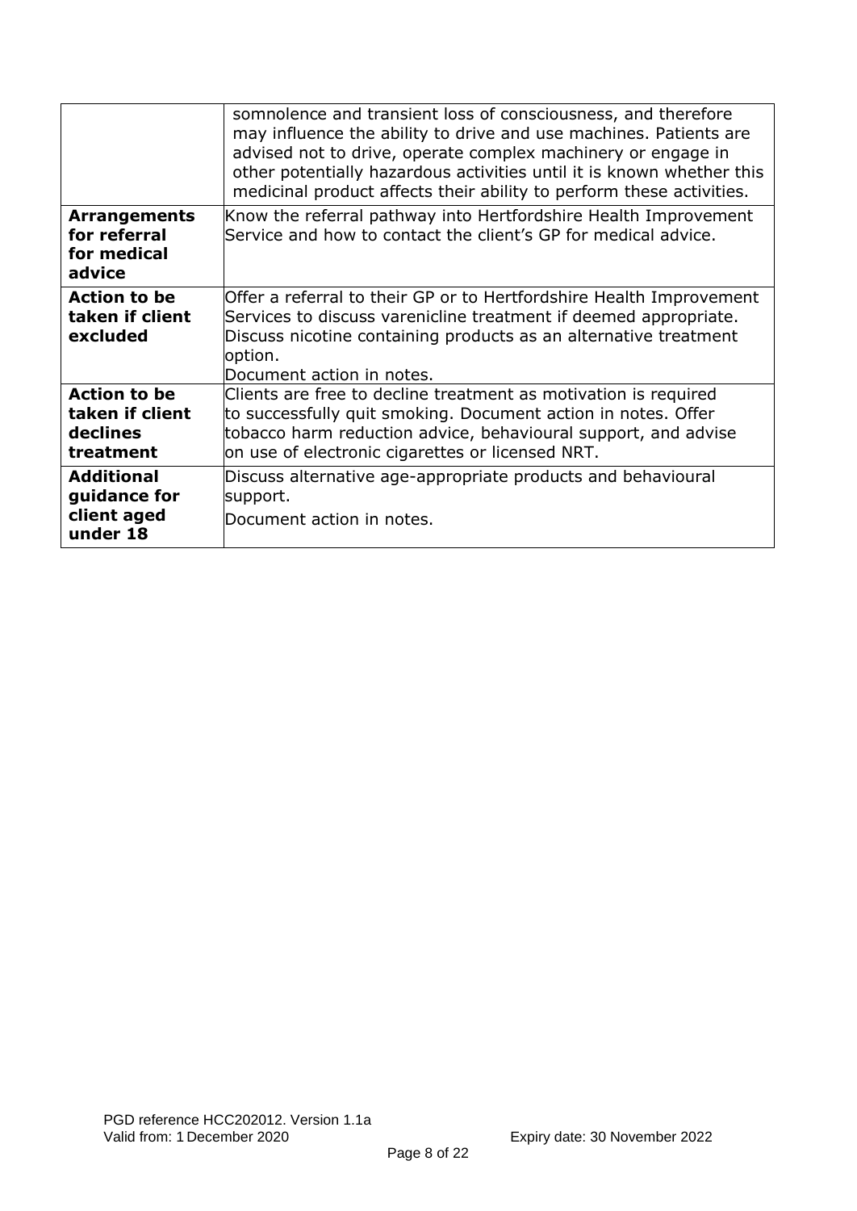| | |
|---|---|
| | somnolence and transient loss of consciousness, and therefore may influence the ability to drive and use machines. Patients are advised not to drive, operate complex machinery or engage in other potentially hazardous activities until it is known whether this medicinal product affects their ability to perform these activities. |
| **Arrangements for referral for medical advice** | Know the referral pathway into Hertfordshire Health Improvement Service and how to contact the client's GP for medical advice. |
| **Action to be taken if client excluded** | Offer a referral to their GP or to Hertfordshire Health Improvement Services to discuss varenicline treatment if deemed appropriate. Discuss nicotine containing products as an alternative treatment option.<br>Document action in notes. |
| **Action to be taken if client declines treatment** | Clients are free to decline treatment as motivation is required to successfully quit smoking. Document action in notes. Offer tobacco harm reduction advice, behavioural support, and advise on use of electronic cigarettes or licensed NRT. |
| **Additional guidance for client aged under 18** | Discuss alternative age-appropriate products and behavioural support.<br>Document action in notes. |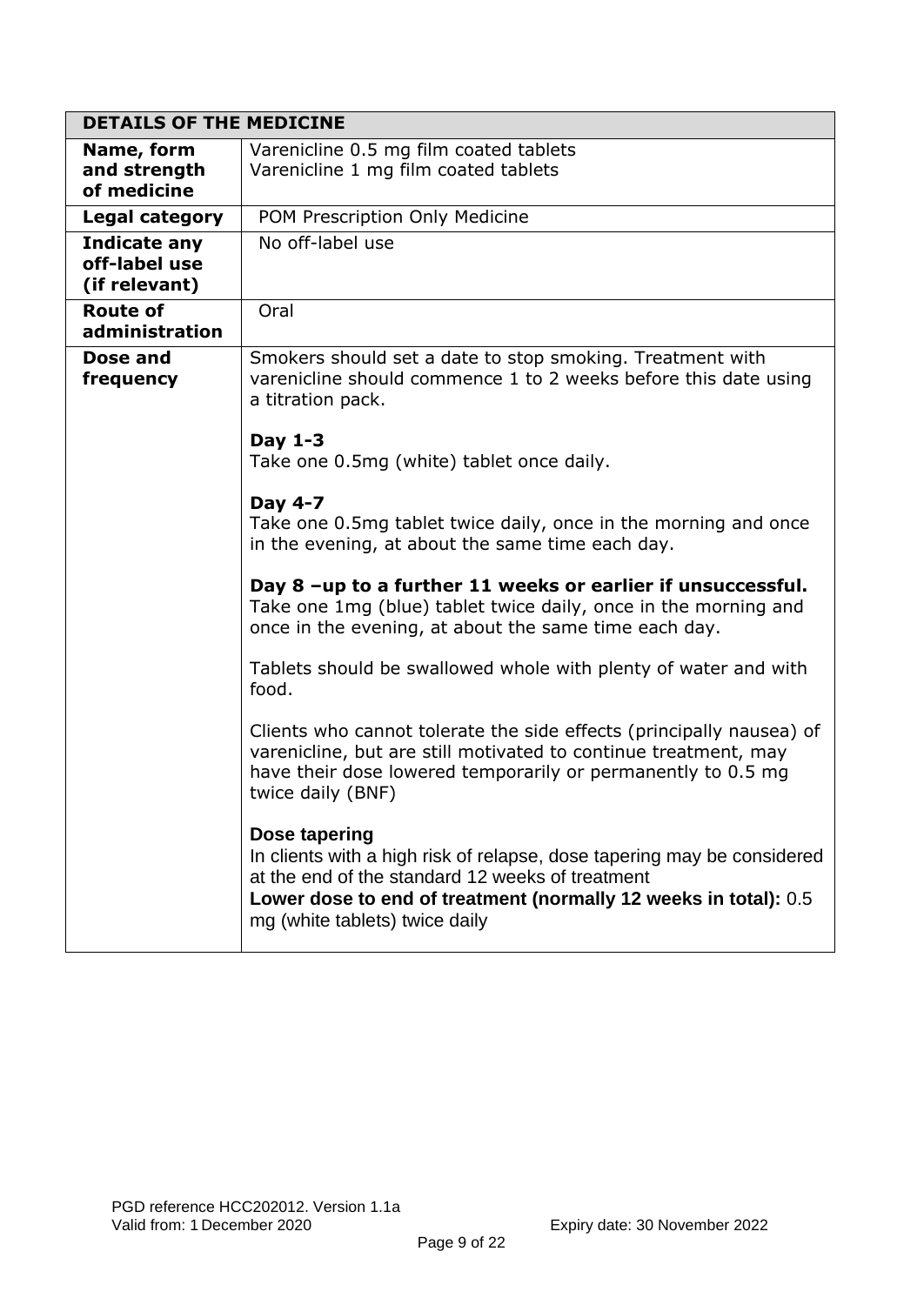| DETAILS OF THE MEDICINE | |
|---|---|
| **Name, form and strength of medicine** | Varenicline 0.5 mg film coated tablets<br>Varenicline 1 mg film coated tablets |
| **Legal category** | POM Prescription Only Medicine |
| **Indicate any off-label use (if relevant)** | No off-label use |
| **Route of administration** | Oral |
| **Dose and frequency** | Smokers should set a date to stop smoking. Treatment with varenicline should commence 1 to 2 weeks before this date using a titration pack.<br><br>**Day 1-3**<br>Take one 0.5mg (white) tablet once daily.<br><br>**Day 4-7**<br>Take one 0.5mg tablet twice daily, once in the morning and once in the evening, at about the same time each day.<br><br>**Day 8 –up to a further 11 weeks or earlier if unsuccessful.**<br>Take one 1mg (blue) tablet twice daily, once in the morning and once in the evening, at about the same time each day.<br><br>Tablets should be swallowed whole with plenty of water and with food.<br><br>Clients who cannot tolerate the side effects (principally nausea) of varenicline, but are still motivated to continue treatment, may have their dose lowered temporarily or permanently to 0.5 mg twice daily (BNF)<br><br>**Dose tapering**<br>In clients with a high risk of relapse, dose tapering may be considered at the end of the standard 12 weeks of treatment<br>**Lower dose to end of treatment (normally 12 weeks in total):** 0.5 mg (white tablets) twice daily |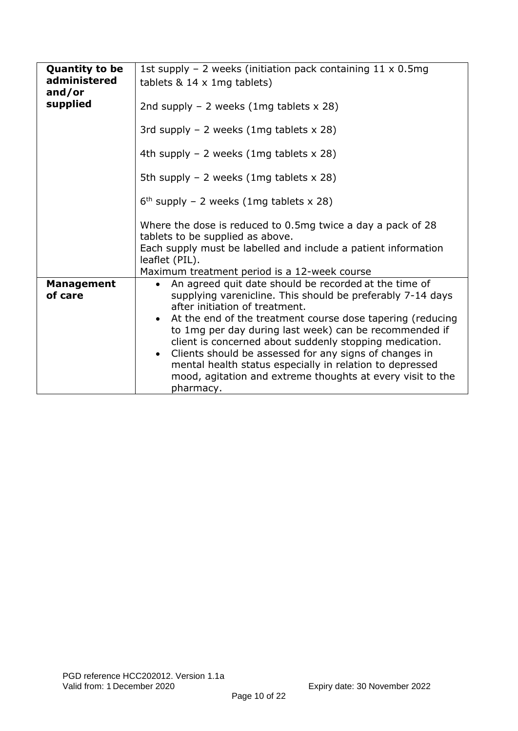| **Quantity to be administered and/or supplied** | 1st supply – 2 weeks (initiation pack containing 11 x 0.5mg tablets & 14 x 1mg tablets)<br><br>2nd supply – 2 weeks (1mg tablets x 28)<br><br>3rd supply – 2 weeks (1mg tablets x 28)<br><br>4th supply – 2 weeks (1mg tablets x 28)<br><br>5th supply – 2 weeks (1mg tablets x 28)<br><br>6th supply – 2 weeks (1mg tablets x 28)<br><br>Where the dose is reduced to 0.5mg twice a day a pack of 28 tablets to be supplied as above.<br>Each supply must be labelled and include a patient information leaflet (PIL).<br>Maximum treatment period is a 12-week course |
|---|---|
| **Management of care** | • An agreed quit date should be recorded at the time of supplying varenicline. This should be preferably 7-14 days after initiation of treatment.<br>• At the end of the treatment course dose tapering (reducing to 1mg per day during last week) can be recommended if client is concerned about suddenly stopping medication.<br>• Clients should be assessed for any signs of changes in mental health status especially in relation to depressed mood, agitation and extreme thoughts at every visit to the pharmacy. |

PGD reference HCC202012. Version 1.1a
Valid from: 1 December 2020 Expiry date: 30 November 2022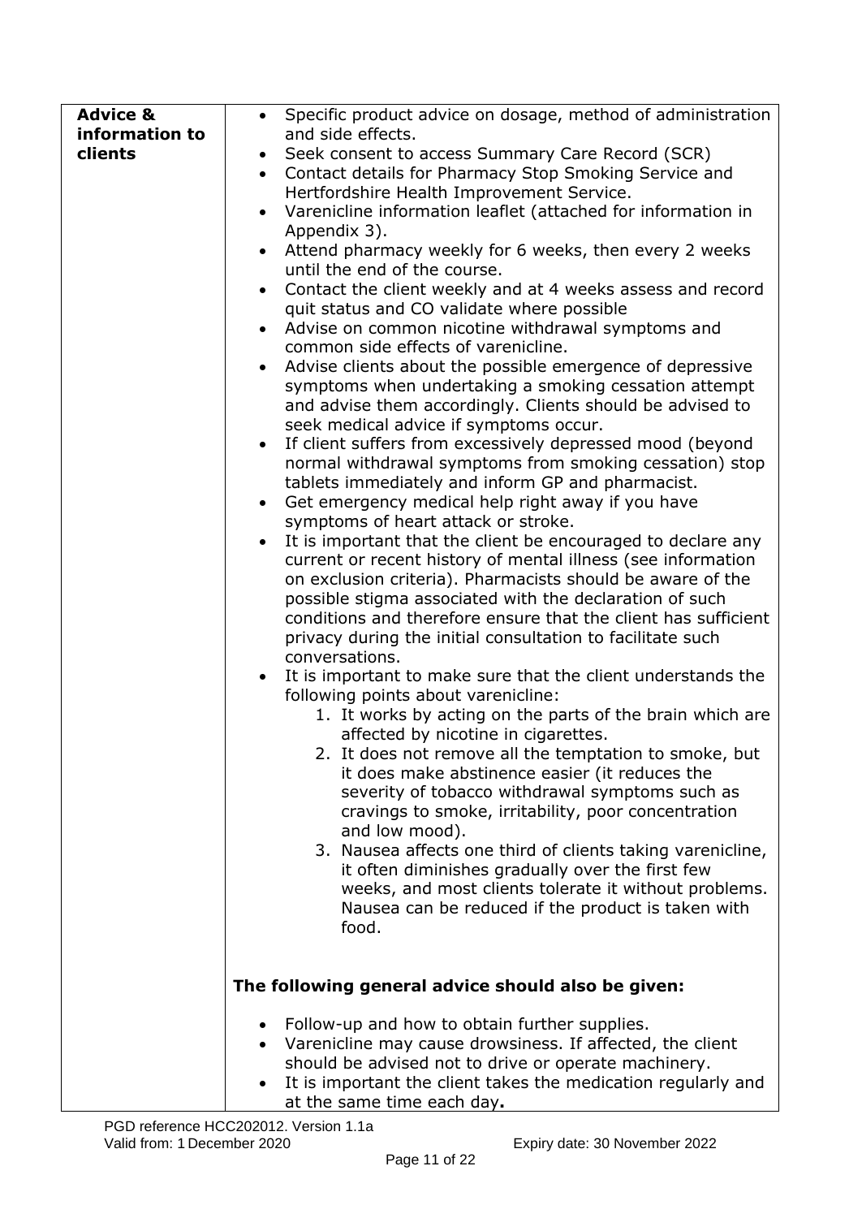| **Advice & information to clients** | • Specific product advice on dosage, method of administration and side effects.<br>• Seek consent to access Summary Care Record (SCR)<br>• Contact details for Pharmacy Stop Smoking Service and Hertfordshire Health Improvement Service.<br>• Varenicline information leaflet (attached for information in Appendix 3).<br>• Attend pharmacy weekly for 6 weeks, then every 2 weeks until the end of the course.<br>• Contact the client weekly and at 4 weeks assess and record quit status and CO validate where possible<br>• Advise on common nicotine withdrawal symptoms and common side effects of varenicline.<br>• Advise clients about the possible emergence of depressive symptoms when undertaking a smoking cessation attempt and advise them accordingly. Clients should be advised to seek medical advice if symptoms occur.<br>• If client suffers from excessively depressed mood (beyond normal withdrawal symptoms from smoking cessation) stop tablets immediately and inform GP and pharmacist.<br>• Get emergency medical help right away if you have symptoms of heart attack or stroke.<br>• It is important that the client be encouraged to declare any current or recent history of mental illness (see information on exclusion criteria). Pharmacists should be aware of the possible stigma associated with the declaration of such conditions and therefore ensure that the client has sufficient privacy during the initial consultation to facilitate such conversations.<br>• It is important to make sure that the client understands the following points about varenicline:<br>1. It works by acting on the parts of the brain which are affected by nicotine in cigarettes.<br>2. It does not remove all the temptation to smoke, but it does make abstinence easier (it reduces the severity of tobacco withdrawal symptoms such as cravings to smoke, irritability, poor concentration and low mood).<br>3. Nausea affects one third of clients taking varenicline, it often diminishes gradually over the first few weeks, and most clients tolerate it without problems. Nausea can be reduced if the product is taken with food.<br><br>**The following general advice should also be given:**<br><br>• Follow-up and how to obtain further supplies.<br>• Varenicline may cause drowsiness. If affected, the client should be advised not to drive or operate machinery.<br>• It is important the client takes the medication regularly and at the same time each day**.** |
|---|---|

PGD reference HCC202012. Version 1.1a
Valid from: 1 December 2020 Expiry date: 30 November 2022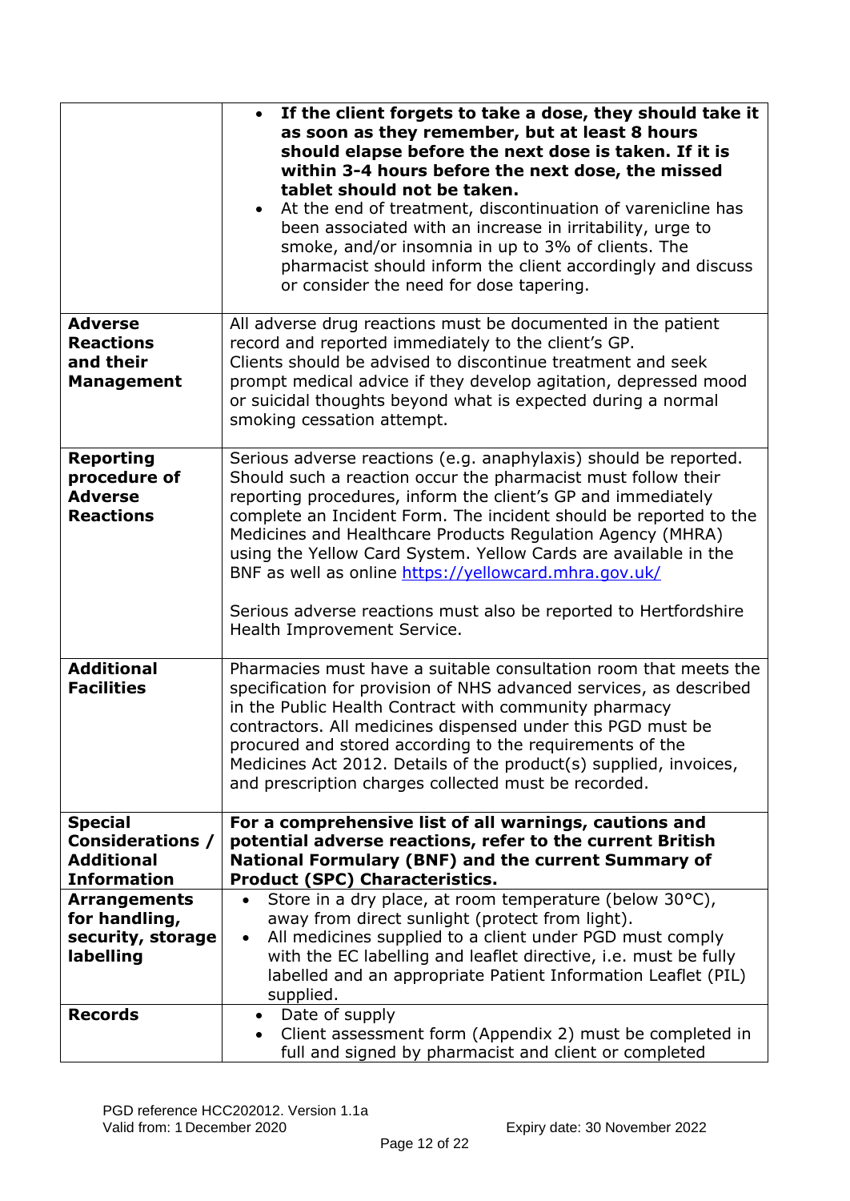| | |
|---|---|
| | • **If the client forgets to take a dose, they should take it as soon as they remember, but at least 8 hours should elapse before the next dose is taken. If it is within 3-4 hours before the next dose, the missed tablet should not be taken.**<br>• At the end of treatment, discontinuation of varenicline has been associated with an increase in irritability, urge to smoke, and/or insomnia in up to 3% of clients. The pharmacist should inform the client accordingly and discuss or consider the need for dose tapering. |
| **Adverse Reactions and their Management** | All adverse drug reactions must be documented in the patient record and reported immediately to the client's GP.<br>Clients should be advised to discontinue treatment and seek prompt medical advice if they develop agitation, depressed mood or suicidal thoughts beyond what is expected during a normal smoking cessation attempt. |
| **Reporting procedure of Adverse Reactions** | Serious adverse reactions (e.g. anaphylaxis) should be reported. Should such a reaction occur the pharmacist must follow their reporting procedures, inform the client's GP and immediately complete an Incident Form. The incident should be reported to the Medicines and Healthcare Products Regulation Agency (MHRA) using the Yellow Card System. Yellow Cards are available in the BNF as well as online https://yellowcard.mhra.gov.uk/<br><br>Serious adverse reactions must also be reported to Hertfordshire Health Improvement Service. |
| **Additional Facilities** | Pharmacies must have a suitable consultation room that meets the specification for provision of NHS advanced services, as described in the Public Health Contract with community pharmacy contractors. All medicines dispensed under this PGD must be procured and stored according to the requirements of the Medicines Act 2012. Details of the product(s) supplied, invoices, and prescription charges collected must be recorded. |
| **Special Considerations / Additional Information** | **For a comprehensive list of all warnings, cautions and potential adverse reactions, refer to the current British National Formulary (BNF) and the current Summary of Product (SPC) Characteristics.** |
| **Arrangements for handling, security, storage labelling** | • Store in a dry place, at room temperature (below 30°C), away from direct sunlight (protect from light).<br>• All medicines supplied to a client under PGD must comply with the EC labelling and leaflet directive, i.e. must be fully labelled and an appropriate Patient Information Leaflet (PIL) supplied. |
| **Records** | • Date of supply<br>• Client assessment form (Appendix 2) must be completed in full and signed by pharmacist and client or completed |

PGD reference HCC202012. Version 1.1a
Valid from: 1 December 2020 Expiry date: 30 November 2022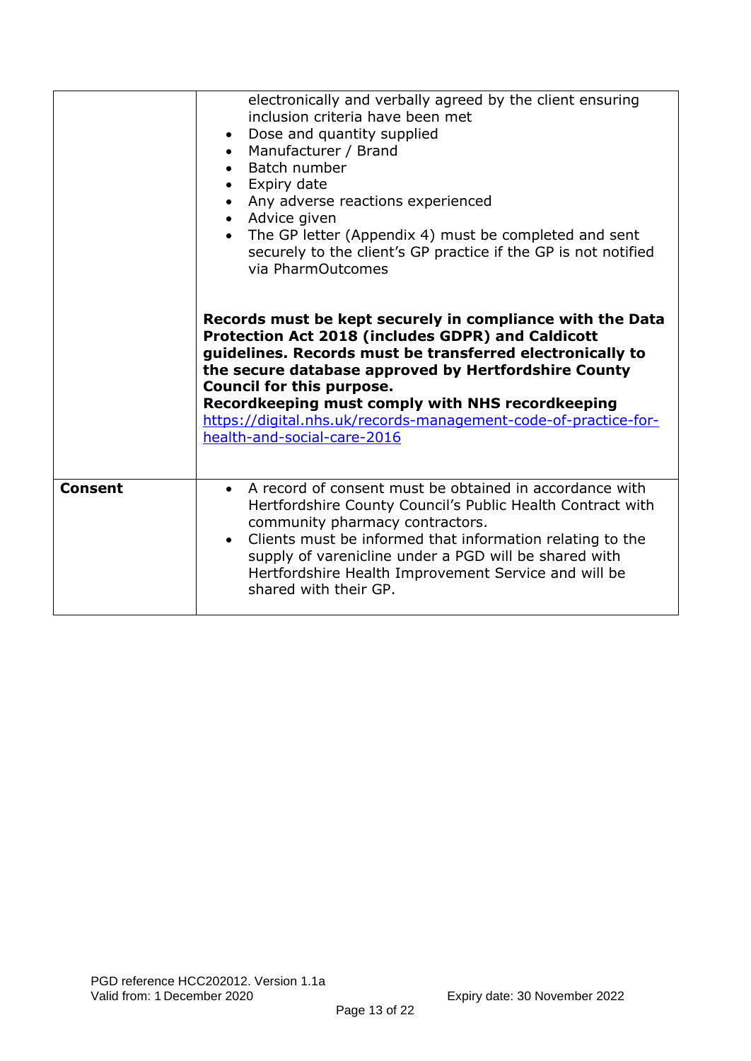| | |
|---|---|
| | electronically and verbally agreed by the client ensuring inclusion criteria have been met<br>• Dose and quantity supplied<br>• Manufacturer / Brand<br>• Batch number<br>• Expiry date<br>• Any adverse reactions experienced<br>• Advice given<br>• The GP letter (Appendix 4) must be completed and sent securely to the client's GP practice if the GP is not notified via PharmOutcomes<br><br>**Records must be kept securely in compliance with the Data Protection Act 2018 (includes GDPR) and Caldicott guidelines. Records must be transferred electronically to the secure database approved by Hertfordshire County Council for this purpose.**<br>**Recordkeeping must comply with NHS recordkeeping** [https://digital.nhs.uk/records-management-code-of-practice-for-health-and-social-care-2016](https://digital.nhs.uk/records-management-code-of-practice-for-health-and-social-care-2016) |
| **Consent** | • A record of consent must be obtained in accordance with Hertfordshire County Council's Public Health Contract with community pharmacy contractors.<br>• Clients must be informed that information relating to the supply of varenicline under a PGD will be shared with Hertfordshire Health Improvement Service and will be shared with their GP. |

PGD reference HCC202012. Version 1.1a
Valid from: 1 December 2020 Expiry date: 30 November 2022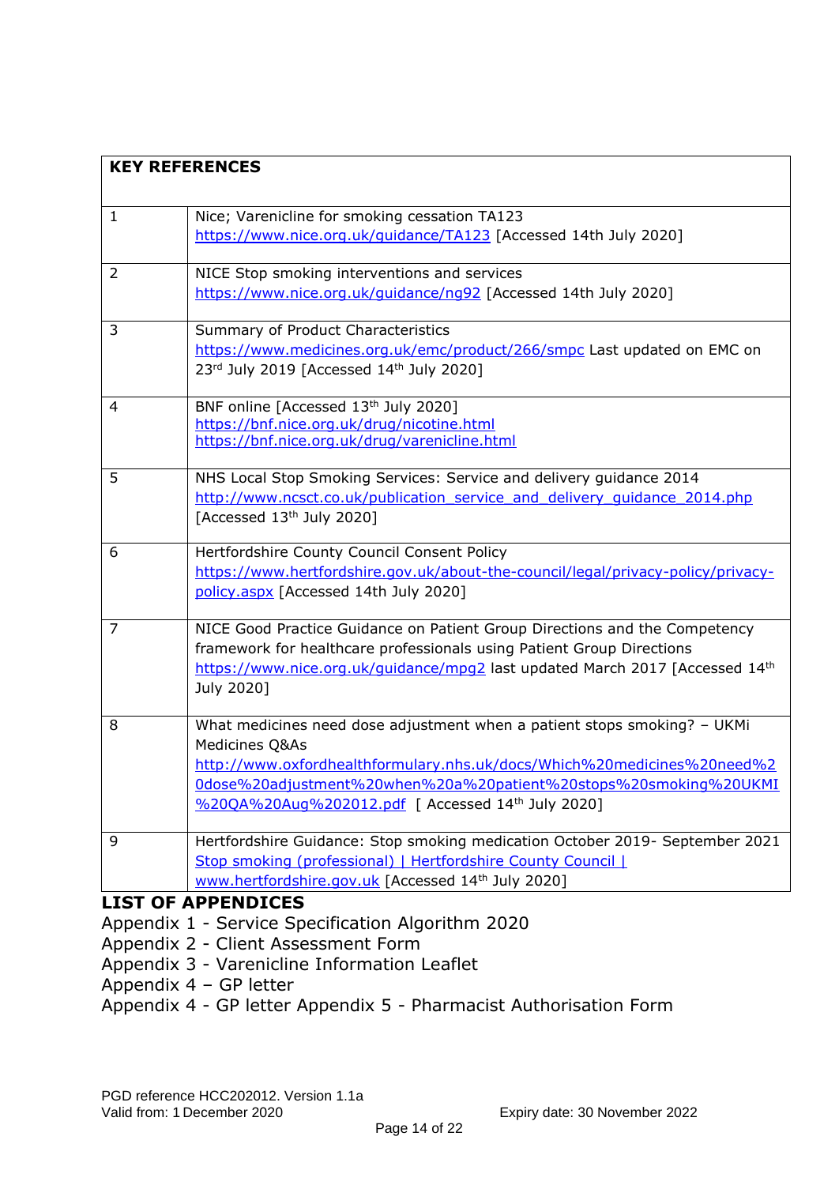| KEY REFERENCES | |
|---|---|
| 1 | Nice; Varenicline for smoking cessation TA123 https://www.nice.org.uk/guidance/TA123 [Accessed 14th July 2020] |
| 2 | NICE Stop smoking interventions and services https://www.nice.org.uk/guidance/ng92 [Accessed 14th July 2020] |
| 3 | Summary of Product Characteristics https://www.medicines.org.uk/emc/product/266/smpc Last updated on EMC on 23rd July 2019 [Accessed 14th July 2020] |
| 4 | BNF online [Accessed 13th July 2020] https://bnf.nice.org.uk/drug/nicotine.html https://bnf.nice.org.uk/drug/varenicline.html |
| 5 | NHS Local Stop Smoking Services: Service and delivery guidance 2014 http://www.ncsct.co.uk/publication_service_and_delivery_guidance_2014.php [Accessed 13th July 2020] |
| 6 | Hertfordshire County Council Consent Policy https://www.hertfordshire.gov.uk/about-the-council/legal/privacy-policy/privacy-policy.aspx [Accessed 14th July 2020] |
| 7 | NICE Good Practice Guidance on Patient Group Directions and the Competency framework for healthcare professionals using Patient Group Directions https://www.nice.org.uk/guidance/mpg2 last updated March 2017 [Accessed 14th July 2020] |
| 8 | What medicines need dose adjustment when a patient stops smoking? – UKMi Medicines Q&As http://www.oxfordhealthformulary.nhs.uk/docs/Which%20medicines%20need%20dose%20adjustment%20when%20a%20patient%20stops%20smoking%20UKMI%20QA%20Aug%202012.pdf [ Accessed 14th July 2020] |
| 9 | Hertfordshire Guidance: Stop smoking medication October 2019- September 2021 Stop smoking (professional) \| Hertfordshire County Council \| www.hertfordshire.gov.uk [Accessed 14th July 2020] |

## LIST OF APPENDICES

Appendix 1 - Service Specification Algorithm 2020
Appendix 2 - Client Assessment Form
Appendix 3 - Varenicline Information Leaflet
Appendix 4 – GP letter
Appendix 4 - GP letter Appendix 5 - Pharmacist Authorisation Form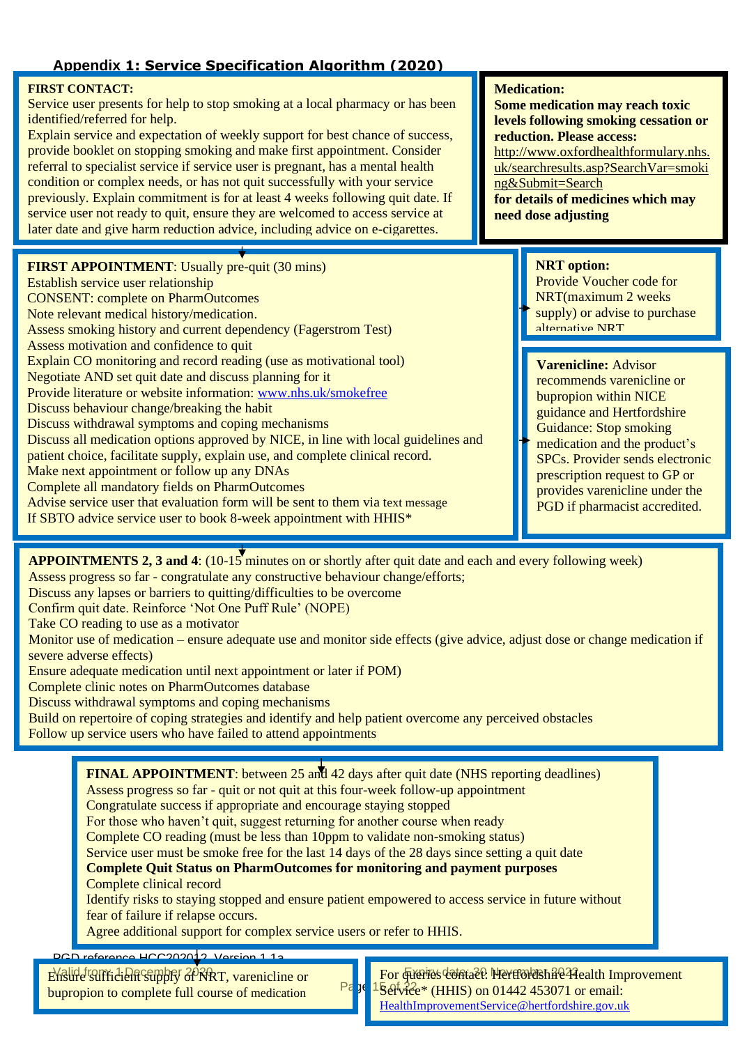## Appendix 1: Service Specification Algorithm (2020)

**FIRST CONTACT:**
Service user presents for help to stop smoking at a local pharmacy or has been identified/referred for help.
Explain service and expectation of weekly support for best chance of success, provide booklet on stopping smoking and make first appointment. Consider referral to specialist service if service user is pregnant, has a mental health condition or complex needs, or has not quit successfully with your service previously. Explain commitment is for at least 4 weeks following quit date. If service user not ready to quit, ensure they are welcomed to access service at later date and give harm reduction advice, including advice on e-cigarettes.

**Medication:**
**Some medication may reach toxic levels following smoking cessation or reduction. Please access:**
http://www.oxfordhealthformulary.nhs.uk/searchresults.asp?SearchVar=smoking&Submit=Search
**for details of medicines which may need dose adjusting**

**FIRST APPOINTMENT**: Usually pre-quit (30 mins)
Establish service user relationship
CONSENT: complete on PharmOutcomes
Note relevant medical history/medication.
Assess smoking history and current dependency (Fagerstrom Test)
Assess motivation and confidence to quit
Explain CO monitoring and record reading (use as motivational tool)
Negotiate AND set quit date and discuss planning for it
Provide literature or website information: www.nhs.uk/smokefree
Discuss behaviour change/breaking the habit
Discuss withdrawal symptoms and coping mechanisms
Discuss all medication options approved by NICE, in line with local guidelines and patient choice, facilitate supply, explain use, and complete clinical record.
Make next appointment or follow up any DNAs
Complete all mandatory fields on PharmOutcomes
Advise service user that evaluation form will be sent to them via text message
If SBTO advice service user to book 8-week appointment with HHIS*

**NRT option:**
Provide Voucher code for NRT(maximum 2 weeks supply) or advise to purchase alternative NRT

**Varenicline:** Advisor recommends varenicline or bupropion within NICE guidance and Hertfordshire Guidance: Stop smoking medication and the product's SPCs. Provider sends electronic prescription request to GP or provides varenicline under the PGD if pharmacist accredited.

**APPOINTMENTS 2, 3 and 4**: (10-15 minutes on or shortly after quit date and each and every following week)
Assess progress so far - congratulate any constructive behaviour change/efforts;
Discuss any lapses or barriers to quitting/difficulties to be overcome
Confirm quit date. Reinforce 'Not One Puff Rule' (NOPE)
Take CO reading to use as a motivator
Monitor use of medication – ensure adequate use and monitor side effects (give advice, adjust dose or change medication if severe adverse effects)
Ensure adequate medication until next appointment or later if POM)
Complete clinic notes on PharmOutcomes database
Discuss withdrawal symptoms and coping mechanisms
Build on repertoire of coping strategies and identify and help patient overcome any perceived obstacles
Follow up service users who have failed to attend appointments

**FINAL APPOINTMENT**: between 25 and 42 days after quit date (NHS reporting deadlines)
Assess progress so far - quit or not quit at this four-week follow-up appointment
Congratulate success if appropriate and encourage staying stopped
For those who haven't quit, suggest returning for another course when ready
Complete CO reading (must be less than 10ppm to validate non-smoking status)
Service user must be smoke free for the last 14 days of the 28 days since setting a quit date
**Complete Quit Status on PharmOutcomes for monitoring and payment purposes**
Complete clinical record
Identify risks to staying stopped and ensure patient empowered to access service in future without fear of failure if relapse occurs.
Agree additional support for complex service users or refer to HHIS.

Ensure sufficient supply of NRT, varenicline or bupropion to complete full course of medication

For queries contact: Hertfordshire Health Improvement Service* (HHIS) on 01442 453071 or email: HealthImprovementService@hertfordshire.gov.uk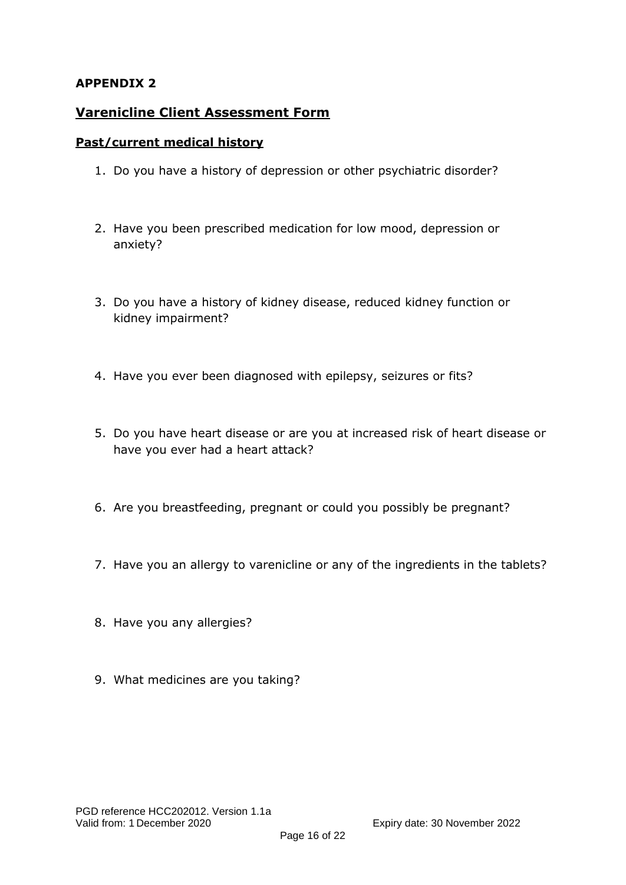**APPENDIX 2**

## Varenicline Client Assessment Form

### Past/current medical history

1. Do you have a history of depression or other psychiatric disorder?

2. Have you been prescribed medication for low mood, depression or anxiety?

3. Do you have a history of kidney disease, reduced kidney function or kidney impairment?

4. Have you ever been diagnosed with epilepsy, seizures or fits?

5. Do you have heart disease or are you at increased risk of heart disease or have you ever had a heart attack?

6. Are you breastfeeding, pregnant or could you possibly be pregnant?

7. Have you an allergy to varenicline or any of the ingredients in the tablets?

8. Have you any allergies?

9. What medicines are you taking?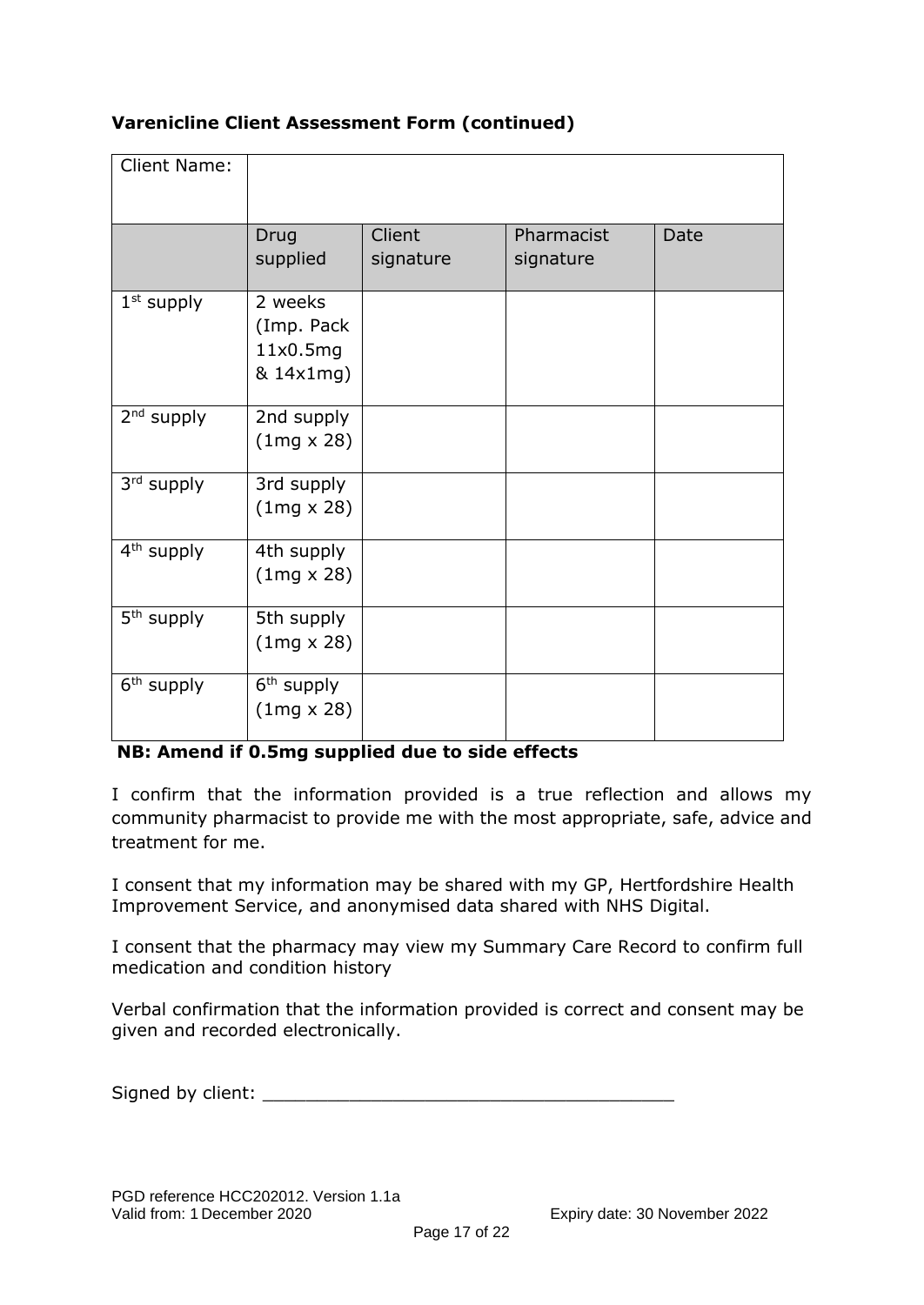**Varenicline Client Assessment Form (continued)**

| Client Name: | | | | |
|---|---|---|---|---|
| | Drug supplied | Client signature | Pharmacist signature | Date |
| 1st supply | 2 weeks (Imp. Pack 11x0.5mg & 14x1mg) | | | |
| 2nd supply | 2nd supply (1mg x 28) | | | |
| 3rd supply | 3rd supply (1mg x 28) | | | |
| 4th supply | 4th supply (1mg x 28) | | | |
| 5th supply | 5th supply (1mg x 28) | | | |
| 6th supply | 6th supply (1mg x 28) | | | |

**NB: Amend if 0.5mg supplied due to side effects**

I confirm that the information provided is a true reflection and allows my community pharmacist to provide me with the most appropriate, safe, advice and treatment for me.

I consent that my information may be shared with my GP, Hertfordshire Health Improvement Service, and anonymised data shared with NHS Digital.

I consent that the pharmacy may view my Summary Care Record to confirm full medication and condition history

Verbal confirmation that the information provided is correct and consent may be given and recorded electronically.

Signed by client: ______________________________________

PGD reference HCC202012. Version 1.1a
Valid from: 1 December 2020 Expiry date: 30 November 2022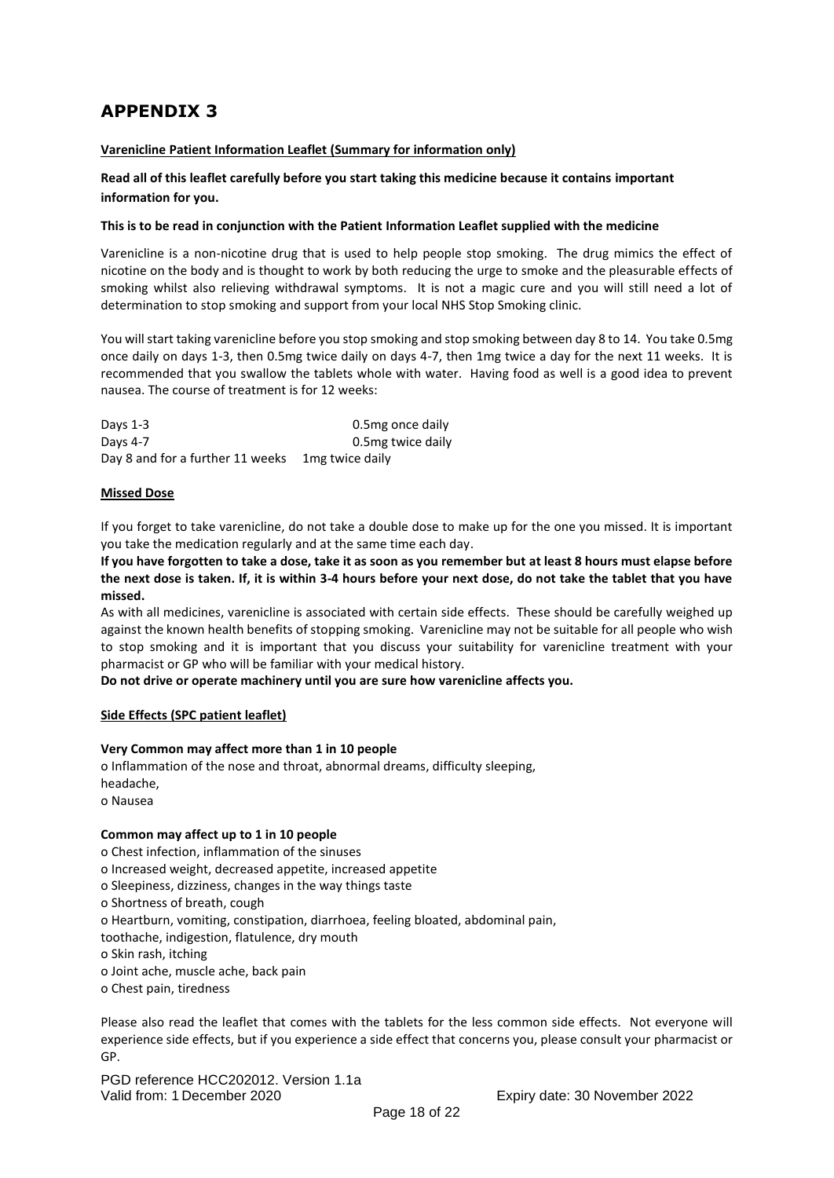# APPENDIX 3

**Varenicline Patient Information Leaflet (Summary for information only)**

**Read all of this leaflet carefully before you start taking this medicine because it contains important information for you.**

**This is to be read in conjunction with the Patient Information Leaflet supplied with the medicine**

Varenicline is a non-nicotine drug that is used to help people stop smoking. The drug mimics the effect of nicotine on the body and is thought to work by both reducing the urge to smoke and the pleasurable effects of smoking whilst also relieving withdrawal symptoms. It is not a magic cure and you will still need a lot of determination to stop smoking and support from your local NHS Stop Smoking clinic.

You will start taking varenicline before you stop smoking and stop smoking between day 8 to 14. You take 0.5mg once daily on days 1-3, then 0.5mg twice daily on days 4-7, then 1mg twice a day for the next 11 weeks. It is recommended that you swallow the tablets whole with water. Having food as well is a good idea to prevent nausea. The course of treatment is for 12 weeks:

| | |
|---|---|
| Days 1-3 | 0.5mg once daily |
| Days 4-7 | 0.5mg twice daily |
| Day 8 and for a further 11 weeks | 1mg twice daily |

**Missed Dose**

If you forget to take varenicline, do not take a double dose to make up for the one you missed. It is important you take the medication regularly and at the same time each day.

**If you have forgotten to take a dose, take it as soon as you remember but at least 8 hours must elapse before the next dose is taken. If, it is within 3-4 hours before your next dose, do not take the tablet that you have missed.**

As with all medicines, varenicline is associated with certain side effects. These should be carefully weighed up against the known health benefits of stopping smoking. Varenicline may not be suitable for all people who wish to stop smoking and it is important that you discuss your suitability for varenicline treatment with your pharmacist or GP who will be familiar with your medical history.

**Do not drive or operate machinery until you are sure how varenicline affects you.**

**Side Effects (SPC patient leaflet)**

**Very Common may affect more than 1 in 10 people**

- Inflammation of the nose and throat, abnormal dreams, difficulty sleeping, headache,
- Nausea

**Common may affect up to 1 in 10 people**

- Chest infection, inflammation of the sinuses
- Increased weight, decreased appetite, increased appetite
- Sleepiness, dizziness, changes in the way things taste
- Shortness of breath, cough
- Heartburn, vomiting, constipation, diarrhoea, feeling bloated, abdominal pain, toothache, indigestion, flatulence, dry mouth
- Skin rash, itching
- Joint ache, muscle ache, back pain
- Chest pain, tiredness

Please also read the leaflet that comes with the tablets for the less common side effects. Not everyone will experience side effects, but if you experience a side effect that concerns you, please consult your pharmacist or GP.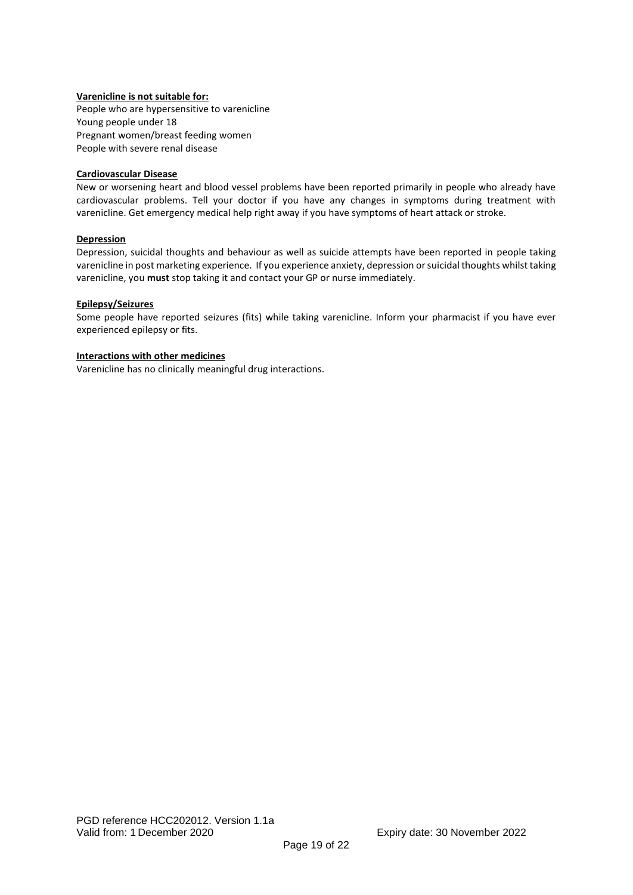**Varenicline is not suitable for:**

People who are hypersensitive to varenicline
Young people under 18
Pregnant women/breast feeding women
People with severe renal disease

**Cardiovascular Disease**

New or worsening heart and blood vessel problems have been reported primarily in people who already have cardiovascular problems. Tell your doctor if you have any changes in symptoms during treatment with varenicline. Get emergency medical help right away if you have symptoms of heart attack or stroke.

**Depression**

Depression, suicidal thoughts and behaviour as well as suicide attempts have been reported in people taking varenicline in post marketing experience. If you experience anxiety, depression or suicidal thoughts whilst taking varenicline, you **must** stop taking it and contact your GP or nurse immediately.

**Epilepsy/Seizures**

Some people have reported seizures (fits) while taking varenicline. Inform your pharmacist if you have ever experienced epilepsy or fits.

**Interactions with other medicines**

Varenicline has no clinically meaningful drug interactions.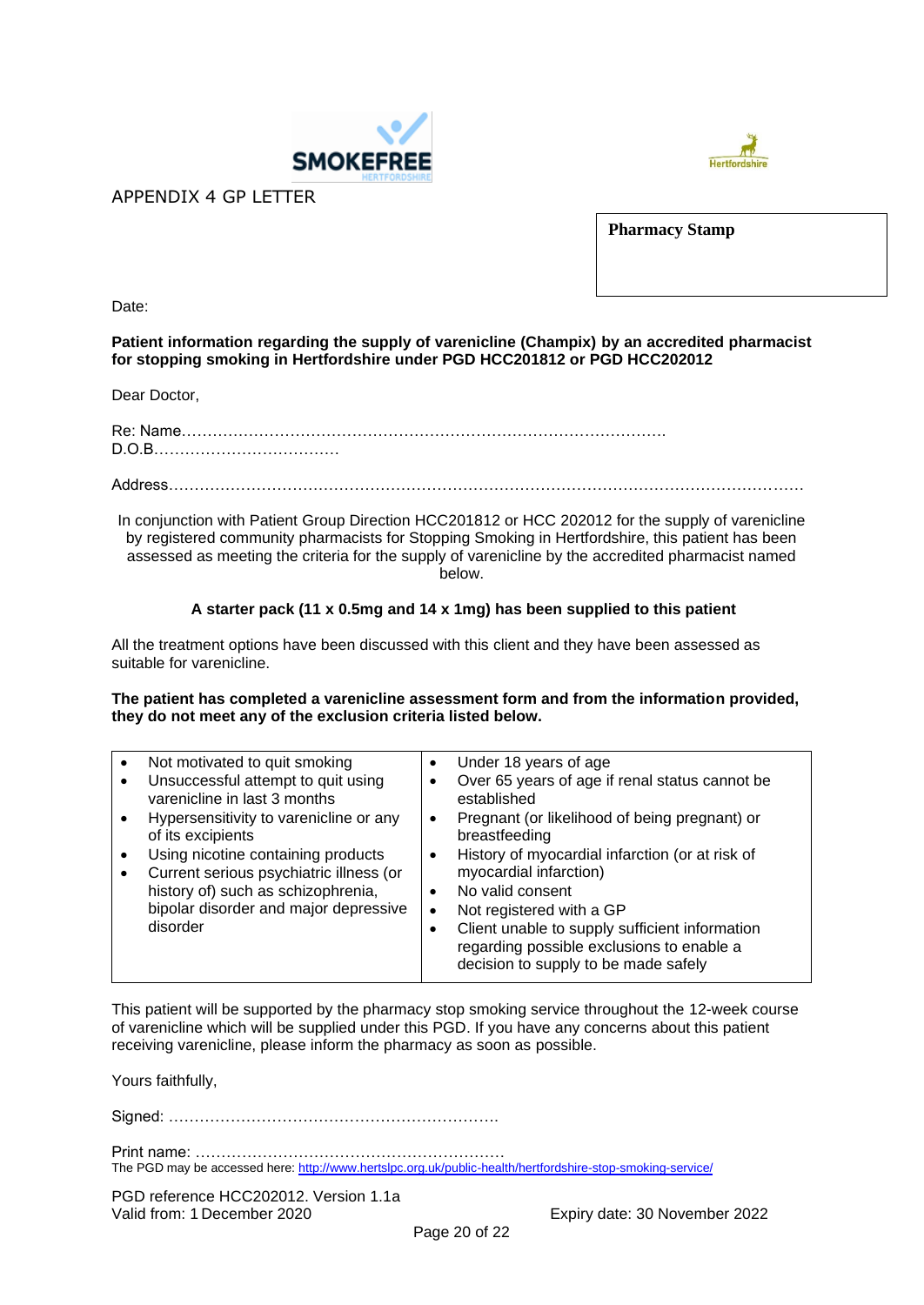## APPENDIX 4 GP LETTER

| **Pharmacy Stamp** |
|---|
| |

Date:

**Patient information regarding the supply of varenicline (Champix) by an accredited pharmacist for stopping smoking in Hertfordshire under PGD HCC201812 or PGD HCC202012**

Dear Doctor,

Re: Name……………………………………………………………………………….
D.O.B………………………………

Address……………………………………………………………………………………………………………

In conjunction with Patient Group Direction HCC201812 or HCC 202012 for the supply of varenicline by registered community pharmacists for Stopping Smoking in Hertfordshire, this patient has been assessed as meeting the criteria for the supply of varenicline by the accredited pharmacist named below.

**A starter pack (11 x 0.5mg and 14 x 1mg) has been supplied to this patient**

All the treatment options have been discussed with this client and they have been assessed as suitable for varenicline.

**The patient has completed a varenicline assessment form and from the information provided, they do not meet any of the exclusion criteria listed below.**

| | |
|---|---|
| • Not motivated to quit smoking<br>• Unsuccessful attempt to quit using varenicline in last 3 months<br>• Hypersensitivity to varenicline or any of its excipients<br>• Using nicotine containing products<br>• Current serious psychiatric illness (or history of) such as schizophrenia, bipolar disorder and major depressive disorder | • Under 18 years of age<br>• Over 65 years of age if renal status cannot be established<br>• Pregnant (or likelihood of being pregnant) or breastfeeding<br>• History of myocardial infarction (or at risk of myocardial infarction)<br>• No valid consent<br>• Not registered with a GP<br>• Client unable to supply sufficient information regarding possible exclusions to enable a decision to supply to be made safely |

This patient will be supported by the pharmacy stop smoking service throughout the 12-week course of varenicline which will be supplied under this PGD. If you have any concerns about this patient receiving varenicline, please inform the pharmacy as soon as possible.

Yours faithfully,

Signed: ……………………………………………………….

Print name: …………………………………………………

The PGD may be accessed here: http://www.hertslpc.org.uk/public-health/hertfordshire-stop-smoking-service/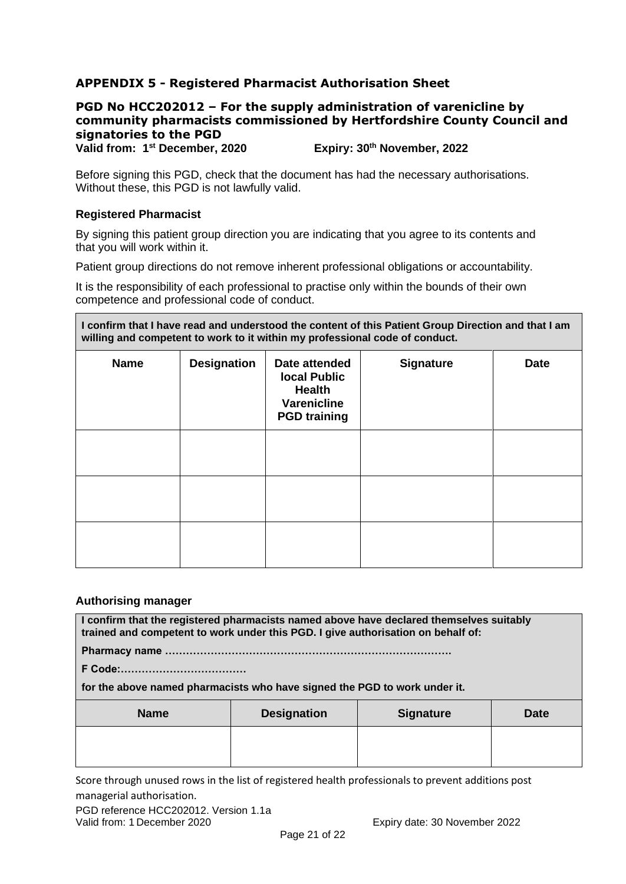## APPENDIX 5 - Registered Pharmacist Authorisation Sheet

### PGD No HCC202012 – For the supply administration of varenicline by community pharmacists commissioned by Hertfordshire County Council and signatories to the PGD

**Valid from: 1st December, 2020 Expiry: 30th November, 2022**

Before signing this PGD, check that the document has had the necessary authorisations. Without these, this PGD is not lawfully valid.

**Registered Pharmacist**

By signing this patient group direction you are indicating that you agree to its contents and that you will work within it.

Patient group directions do not remove inherent professional obligations or accountability.

It is the responsibility of each professional to practise only within the bounds of their own competence and professional code of conduct.

**I confirm that I have read and understood the content of this Patient Group Direction and that I am willing and competent to work to it within my professional code of conduct.**

| Name | Designation | Date attended local Public Health Varenicline PGD training | Signature | Date |
|---|---|---|---|---|
| | | | | |
| | | | | |
| | | | | |

**Authorising manager**

**I confirm that the registered pharmacists named above have declared themselves suitably trained and competent to work under this PGD. I give authorisation on behalf of:**

**Pharmacy name ……………………………………………………………………….**

**F Code:………………………………**

**for the above named pharmacists who have signed the PGD to work under it.**

| Name | Designation | Signature | Date |
|---|---|---|---|
| | | | |

Score through unused rows in the list of registered health professionals to prevent additions post managerial authorisation.

PGD reference HCC202012. Version 1.1a
Valid from: 1 December 2020 Expiry date: 30 November 2022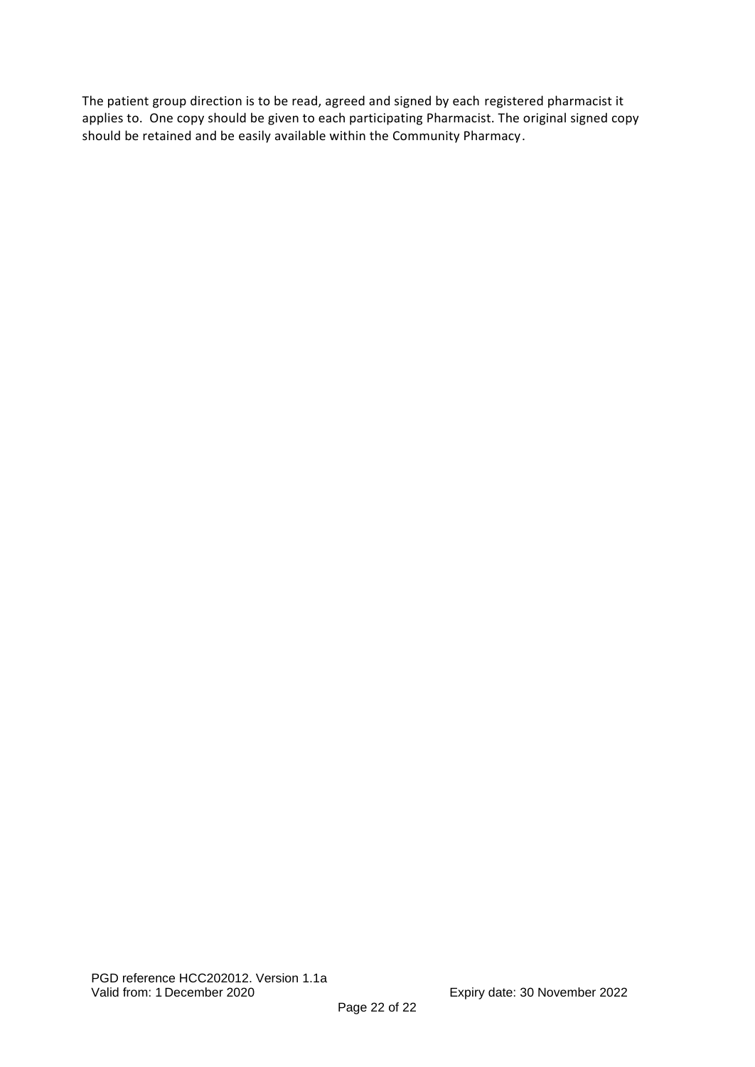The patient group direction is to be read, agreed and signed by each registered pharmacist it applies to. One copy should be given to each participating Pharmacist. The original signed copy should be retained and be easily available within the Community Pharmacy.